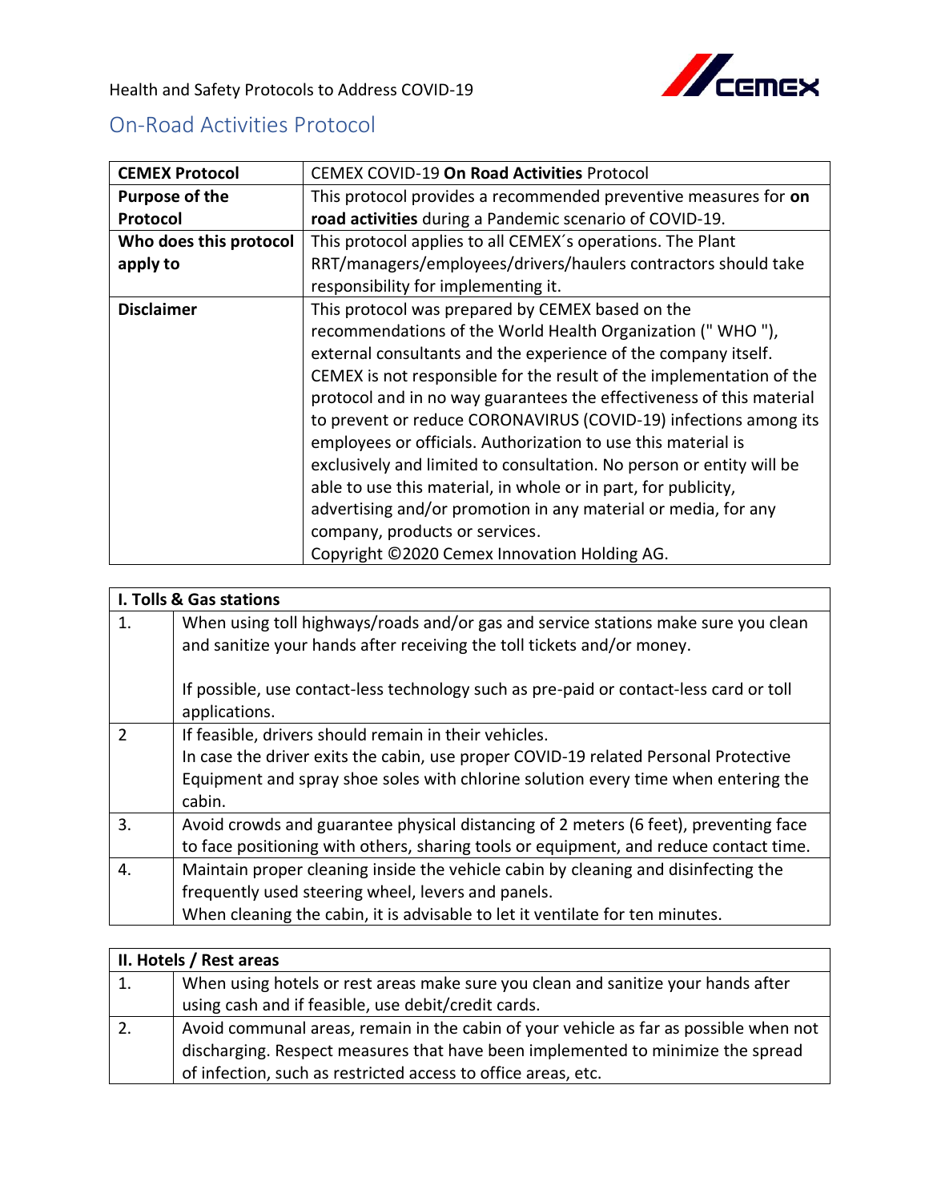Health and Safety Protocols to Address COVID-19

## On-Road Activities Protocol

| **CEMEX Protocol** | CEMEX COVID-19 **On Road Activities** Protocol |
|---|---|
| **Purpose of the Protocol** | This protocol provides a recommended preventive measures for **on road activities** during a Pandemic scenario of COVID-19. |
| **Who does this protocol apply to** | This protocol applies to all CEMEX´s operations. The Plant RRT/managers/employees/drivers/haulers contractors should take responsibility for implementing it. |
| **Disclaimer** | This protocol was prepared by CEMEX based on the recommendations of the World Health Organization (" WHO "), external consultants and the experience of the company itself. CEMEX is not responsible for the result of the implementation of the protocol and in no way guarantees the effectiveness of this material to prevent or reduce CORONAVIRUS (COVID-19) infections among its employees or officials. Authorization to use this material is exclusively and limited to consultation. No person or entity will be able to use this material, in whole or in part, for publicity, advertising and/or promotion in any material or media, for any company, products or services.<br>Copyright ©2020 Cemex Innovation Holding AG. |

| **I. Tolls & Gas stations** | |
|---|---|
| 1. | When using toll highways/roads and/or gas and service stations make sure you clean and sanitize your hands after receiving the toll tickets and/or money.<br><br>If possible, use contact-less technology such as pre-paid or contact-less card or toll applications. |
| 2 | If feasible, drivers should remain in their vehicles.<br>In case the driver exits the cabin, use proper COVID-19 related Personal Protective Equipment and spray shoe soles with chlorine solution every time when entering the cabin. |
| 3. | Avoid crowds and guarantee physical distancing of 2 meters (6 feet), preventing face to face positioning with others, sharing tools or equipment, and reduce contact time. |
| 4. | Maintain proper cleaning inside the vehicle cabin by cleaning and disinfecting the frequently used steering wheel, levers and panels.<br>When cleaning the cabin, it is advisable to let it ventilate for ten minutes. |

| **II. Hotels / Rest areas** | |
|---|---|
| 1. | When using hotels or rest areas make sure you clean and sanitize your hands after using cash and if feasible, use debit/credit cards. |
| 2. | Avoid communal areas, remain in the cabin of your vehicle as far as possible when not discharging. Respect measures that have been implemented to minimize the spread of infection, such as restricted access to office areas, etc. |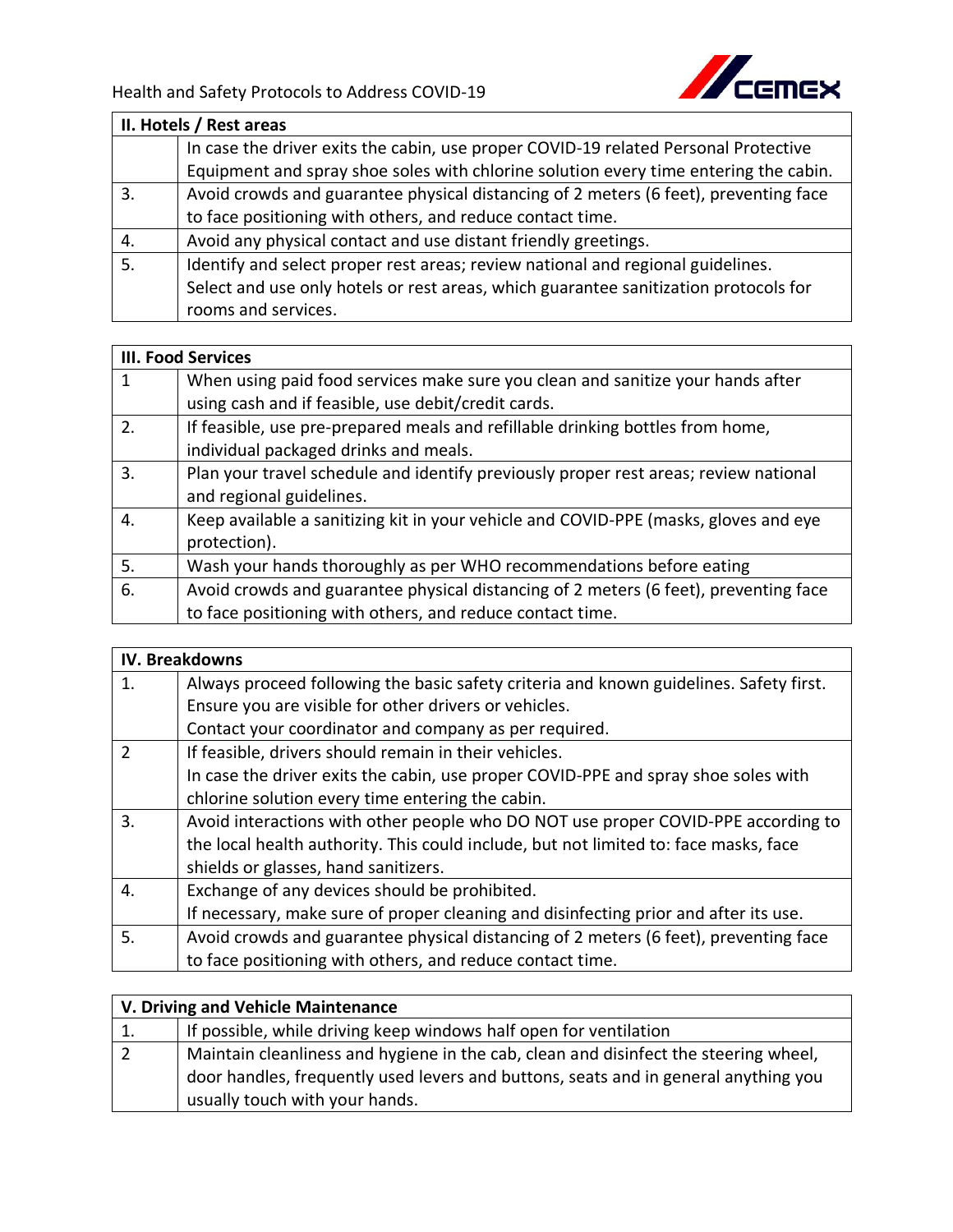| II. Hotels / Rest areas | |
|---|---|
| | In case the driver exits the cabin, use proper COVID-19 related Personal Protective Equipment and spray shoe soles with chlorine solution every time entering the cabin. |
| 3. | Avoid crowds and guarantee physical distancing of 2 meters (6 feet), preventing face to face positioning with others, and reduce contact time. |
| 4. | Avoid any physical contact and use distant friendly greetings. |
| 5. | Identify and select proper rest areas; review national and regional guidelines. Select and use only hotels or rest areas, which guarantee sanitization protocols for rooms and services. |

| III. Food Services | |
|---|---|
| 1 | When using paid food services make sure you clean and sanitize your hands after using cash and if feasible, use debit/credit cards. |
| 2. | If feasible, use pre-prepared meals and refillable drinking bottles from home, individual packaged drinks and meals. |
| 3. | Plan your travel schedule and identify previously proper rest areas; review national and regional guidelines. |
| 4. | Keep available a sanitizing kit in your vehicle and COVID-PPE (masks, gloves and eye protection). |
| 5. | Wash your hands thoroughly as per WHO recommendations before eating |
| 6. | Avoid crowds and guarantee physical distancing of 2 meters (6 feet), preventing face to face positioning with others, and reduce contact time. |

| IV. Breakdowns | |
|---|---|
| 1. | Always proceed following the basic safety criteria and known guidelines. Safety first. Ensure you are visible for other drivers or vehicles. Contact your coordinator and company as per required. |
| 2 | If feasible, drivers should remain in their vehicles. In case the driver exits the cabin, use proper COVID-PPE and spray shoe soles with chlorine solution every time entering the cabin. |
| 3. | Avoid interactions with other people who DO NOT use proper COVID-PPE according to the local health authority. This could include, but not limited to: face masks, face shields or glasses, hand sanitizers. |
| 4. | Exchange of any devices should be prohibited. If necessary, make sure of proper cleaning and disinfecting prior and after its use. |
| 5. | Avoid crowds and guarantee physical distancing of 2 meters (6 feet), preventing face to face positioning with others, and reduce contact time. |

| V. Driving and Vehicle Maintenance | |
|---|---|
| 1. | If possible, while driving keep windows half open for ventilation |
| 2 | Maintain cleanliness and hygiene in the cab, clean and disinfect the steering wheel, door handles, frequently used levers and buttons, seats and in general anything you usually touch with your hands. |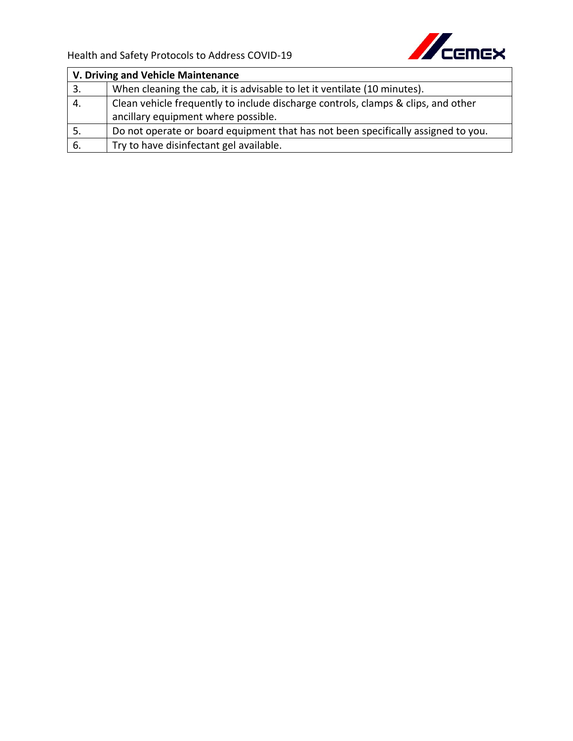| V. Driving and Vehicle Maintenance | |
|---|---|
| 3. | When cleaning the cab, it is advisable to let it ventilate (10 minutes). |
| 4. | Clean vehicle frequently to include discharge controls, clamps & clips, and other ancillary equipment where possible. |
| 5. | Do not operate or board equipment that has not been specifically assigned to you. |
| 6. | Try to have disinfectant gel available. |